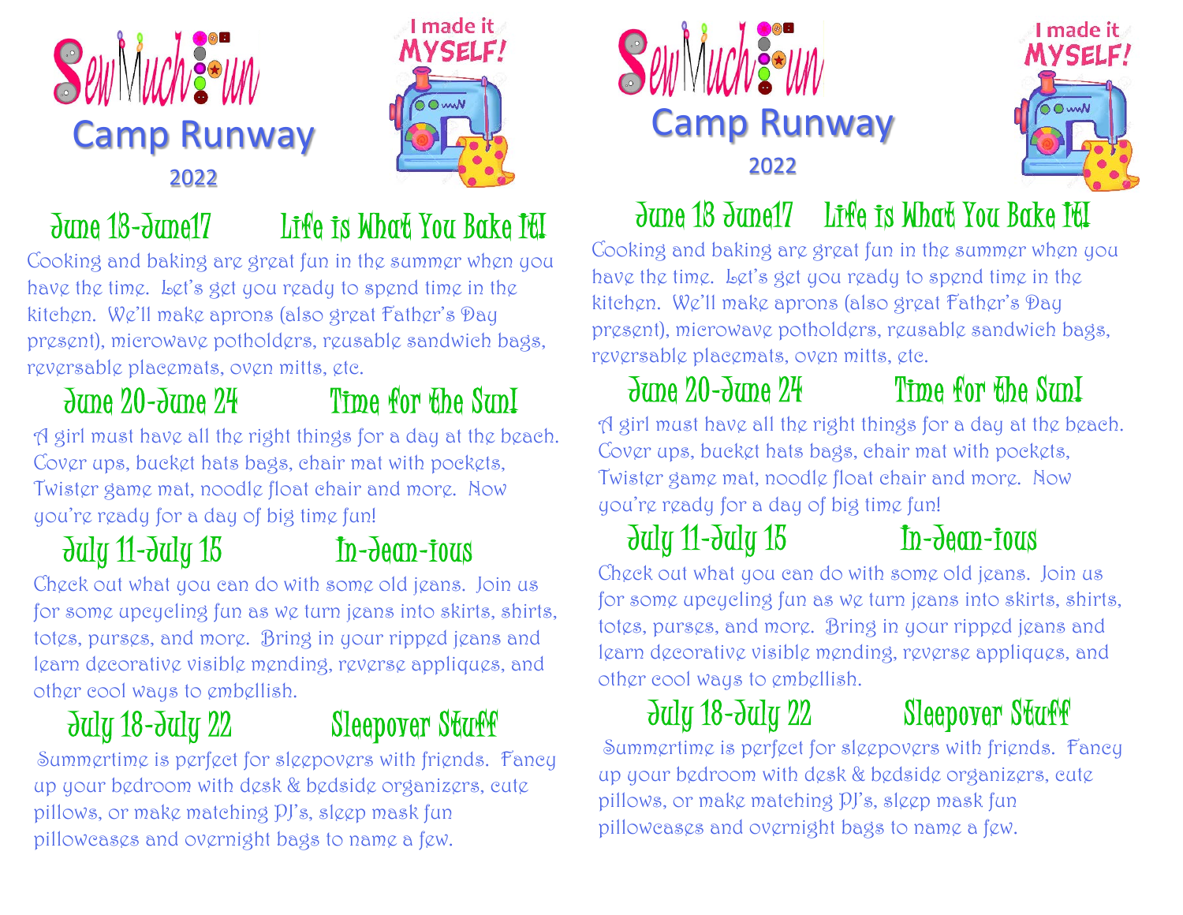# Sew Much Fun

## Camp Runway

2022

I made it MYSELF!

### June 13-June17 Life is What You Bake It!

Cooking and baking are great fun in the summer when you have the time. Let's get you ready to spend time in the kitchen. We'll make aprons (also great Father's Day present), microwave potholders, reusable sandwich bags, reversable placemats, oven mitts, etc.

### June 20-June 24 Time for the Sun!

A girl must have all the right things for a day at the beach. Cover ups, bucket hats bags, chair mat with pockets, Twister game mat, noodle float chair and more. Now you're ready for a day of big time fun!

### July 11-July 15 In-Jean-ious

Check out what you can do with some old jeans. Join us for some upcycling fun as we turn jeans into skirts, shirts, totes, purses, and more. Bring in your ripped jeans and learn decorative visible mending, reverse appliques, and other cool ways to embellish.

### July 18-July 22 Sleepover Stuff

Summertime is perfect for sleepovers with friends. Fancy up your bedroom with desk & bedside organizers, cute pillows, or make matching PJ's, sleep mask fun pillowcases and overnight bags to name a few.

# Sew Much Fun

## Camp Runway

2022

I made it MYSELF!

### June 13 June17 Life is What You Bake It!

Cooking and baking are great fun in the summer when you have the time. Let's get you ready to spend time in the kitchen. We'll make aprons (also great Father's Day present), microwave potholders, reusable sandwich bags, reversable placemats, oven mitts, etc.

### June 20-June 24 Time for the Sun!

A girl must have all the right things for a day at the beach. Cover ups, bucket hats bags, chair mat with pockets, Twister game mat, noodle float chair and more. Now you're ready for a day of big time fun!

### July 11-July 15 In-Jean-ious

Check out what you can do with some old jeans. Join us for some upcycling fun as we turn jeans into skirts, shirts, totes, purses, and more. Bring in your ripped jeans and learn decorative visible mending, reverse appliques, and other cool ways to embellish.

### July 18-July 22 Sleepover Stuff

Summertime is perfect for sleepovers with friends. Fancy up your bedroom with desk & bedside organizers, cute pillows, or make matching PJ's, sleep mask fun pillowcases and overnight bags to name a few.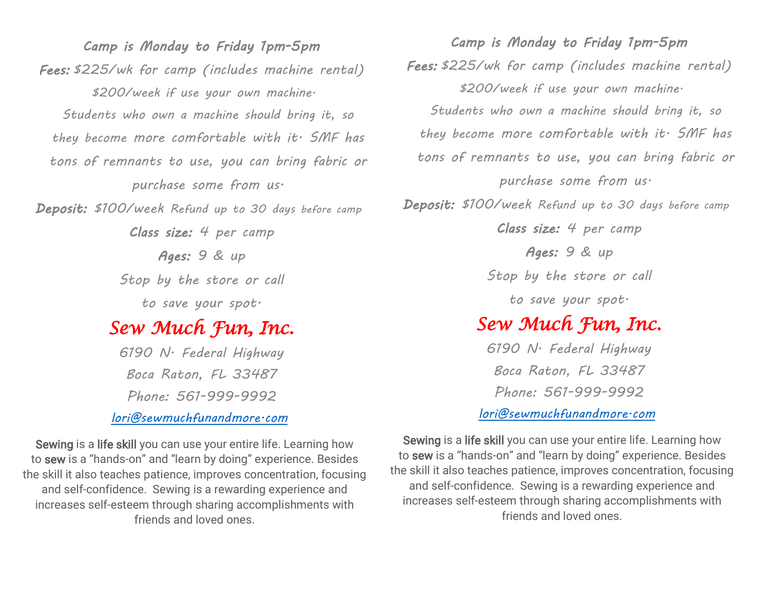***Camp is Monday to Friday 1pm-5pm***

***Fees:*** *$225/wk for camp (includes machine rental)*

*$200/week if use your own machine.*

*Students who own a machine should bring it, so they become more comfortable with it. SMF has tons of remnants to use, you can bring fabric or purchase some from us.*

***Deposit:*** *$100/week Refund up to 30 days before camp*

***Class size:*** *4 per camp*

***Ages:*** *9 & up*

*Stop by the store or call*

*to save your spot.*

## *Sew Much Fun, Inc.*

*6190 N. Federal Highway*

*Boca Raton, FL 33487*

*Phone: 561-999-9992*

*lori@sewmuchfunandmore.com*

Sewing is a life skill you can use your entire life. Learning how to sew is a “hands-on” and “learn by doing” experience. Besides the skill it also teaches patience, improves concentration, focusing and self-confidence. Sewing is a rewarding experience and increases self-esteem through sharing accomplishments with friends and loved ones.

***Camp is Monday to Friday 1pm-5pm***

***Fees:*** *$225/wk for camp (includes machine rental)*

*$200/week if use your own machine.*

*Students who own a machine should bring it, so they become more comfortable with it. SMF has tons of remnants to use, you can bring fabric or purchase some from us.*

***Deposit:*** *$100/week Refund up to 30 days before camp*

***Class size:*** *4 per camp*

***Ages:*** *9 & up*

*Stop by the store or call*

*to save your spot.*

## *Sew Much Fun, Inc.*

*6190 N. Federal Highway*

*Boca Raton, FL 33487*

*Phone: 561-999-9992*

*lori@sewmuchfunandmore.com*

Sewing is a life skill you can use your entire life. Learning how to sew is a “hands-on” and “learn by doing” experience. Besides the skill it also teaches patience, improves concentration, focusing and self-confidence. Sewing is a rewarding experience and increases self-esteem through sharing accomplishments with friends and loved ones.